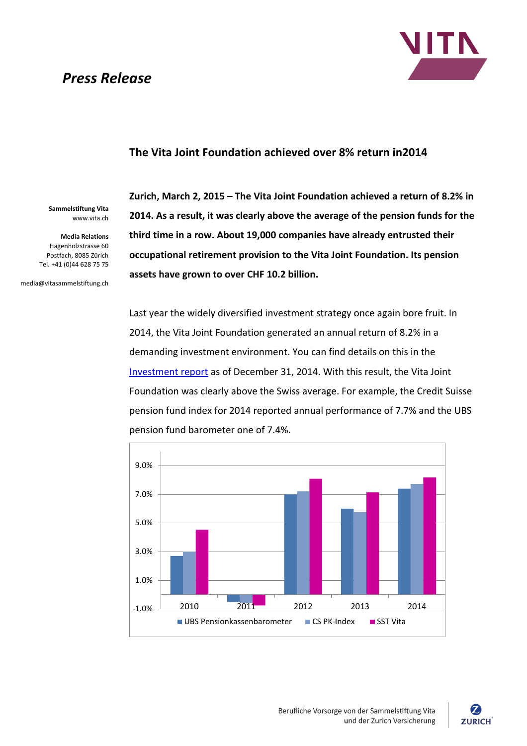*Press Release*

## The Vita Joint Foundation achieved over 8% return in2014

**Sammelstiftung Vita**
www.vita.ch

**Media Relations**
Hagenholzstrasse 60
Postfach, 8085 Zürich
Tel. +41 (0)44 628 75 75

media@vitasammelstiftung.ch

**Zurich, March 2, 2015 – The Vita Joint Foundation achieved a return of 8.2% in 2014. As a result, it was clearly above the average of the pension funds for the third time in a row. About 19,000 companies have already entrusted their occupational retirement provision to the Vita Joint Foundation. Its pension assets have grown to over CHF 10.2 billion.**

Last year the widely diversified investment strategy once again bore fruit. In 2014, the Vita Joint Foundation generated an annual return of 8.2% in a demanding investment environment. You can find details on this in the Investment report as of December 31, 2014. With this result, the Vita Joint Foundation was clearly above the Swiss average. For example, the Credit Suisse pension fund index for 2014 reported annual performance of 7.7% and the UBS pension fund barometer one of 7.4%.

Legend: UBS Pensionkassenbarometer, CS PK-Index, SST Vita (years 2010–2014)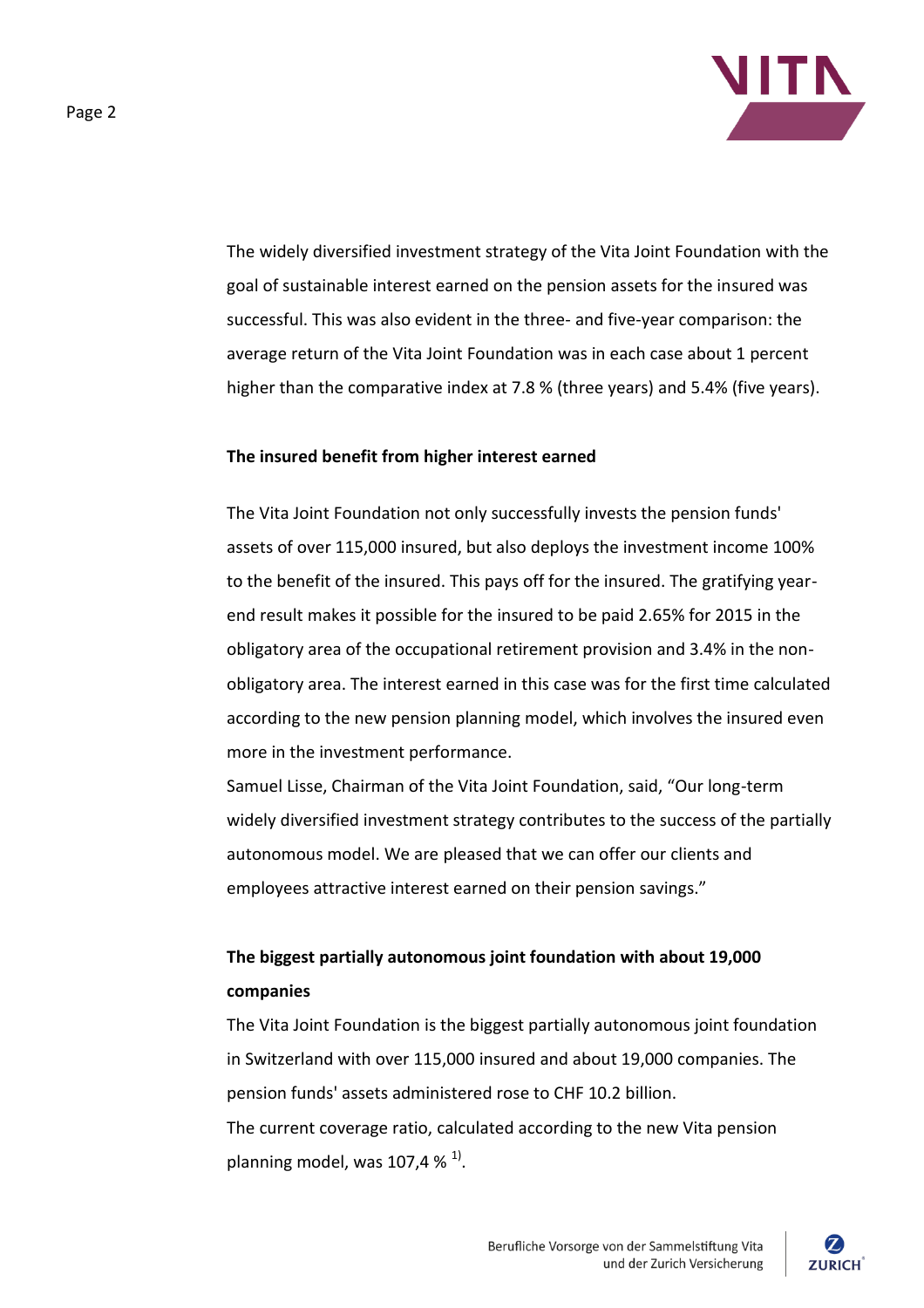The widely diversified investment strategy of the Vita Joint Foundation with the goal of sustainable interest earned on the pension assets for the insured was successful. This was also evident in the three- and five-year comparison: the average return of the Vita Joint Foundation was in each case about 1 percent higher than the comparative index at 7.8 % (three years) and 5.4% (five years).

**The insured benefit from higher interest earned**

The Vita Joint Foundation not only successfully invests the pension funds' assets of over 115,000 insured, but also deploys the investment income 100% to the benefit of the insured. This pays off for the insured. The gratifying year-end result makes it possible for the insured to be paid 2.65% for 2015 in the obligatory area of the occupational retirement provision and 3.4% in the non-obligatory area. The interest earned in this case was for the first time calculated according to the new pension planning model, which involves the insured even more in the investment performance.

Samuel Lisse, Chairman of the Vita Joint Foundation, said, "Our long-term widely diversified investment strategy contributes to the success of the partially autonomous model. We are pleased that we can offer our clients and employees attractive interest earned on their pension savings."

**The biggest partially autonomous joint foundation with about 19,000 companies**

The Vita Joint Foundation is the biggest partially autonomous joint foundation in Switzerland with over 115,000 insured and about 19,000 companies. The pension funds' assets administered rose to CHF 10.2 billion.

The current coverage ratio, calculated according to the new Vita pension planning model, was 107,4 % [1)].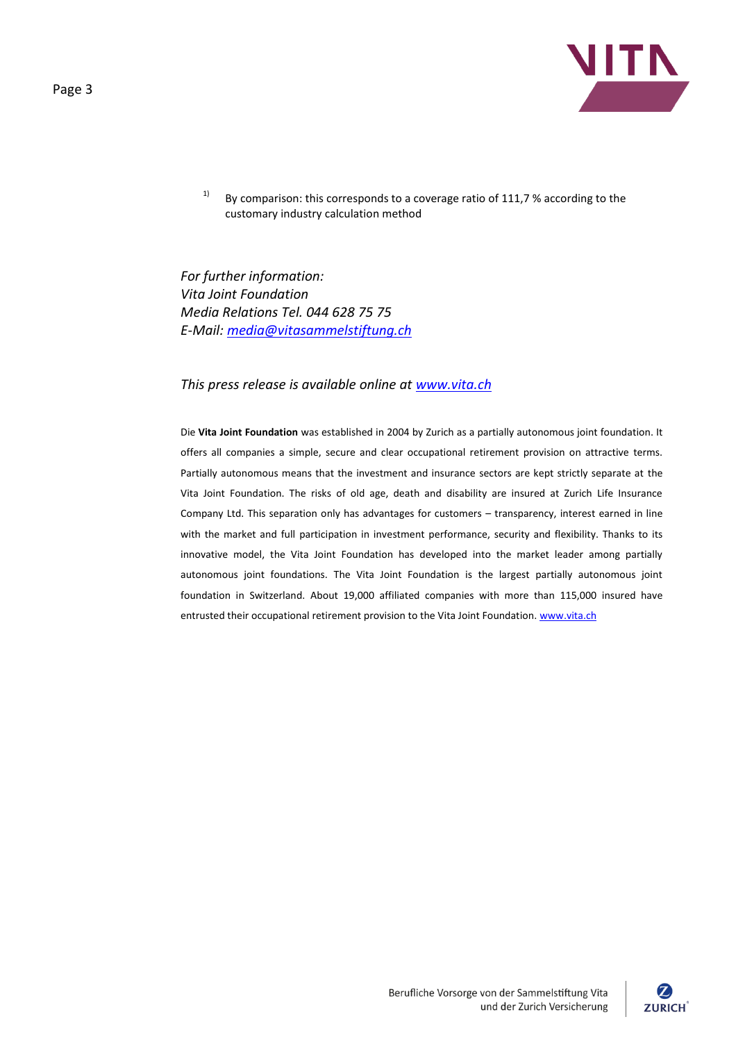[1] By comparison: this corresponds to a coverage ratio of 111,7 % according to the customary industry calculation method

*For further information:*
*Vita Joint Foundation*
*Media Relations Tel. 044 628 75 75*
*E-Mail: media@vitasammelstiftung.ch*

*This press release is available online at www.vita.ch*

Die **Vita Joint Foundation** was established in 2004 by Zurich as a partially autonomous joint foundation. It offers all companies a simple, secure and clear occupational retirement provision on attractive terms. Partially autonomous means that the investment and insurance sectors are kept strictly separate at the Vita Joint Foundation. The risks of old age, death and disability are insured at Zurich Life Insurance Company Ltd. This separation only has advantages for customers – transparency, interest earned in line with the market and full participation in investment performance, security and flexibility. Thanks to its innovative model, the Vita Joint Foundation has developed into the market leader among partially autonomous joint foundations. The Vita Joint Foundation is the largest partially autonomous joint foundation in Switzerland. About 19,000 affiliated companies with more than 115,000 insured have entrusted their occupational retirement provision to the Vita Joint Foundation. www.vita.ch